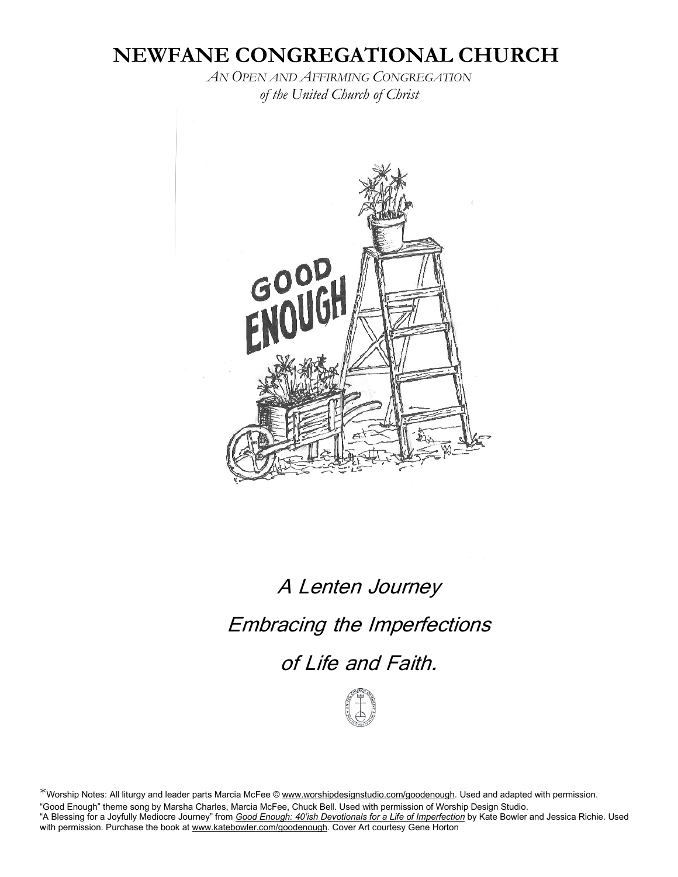# NEWFANE CONGREGATIONAL CHURCH

*AN OPEN AND AFFIRMING CONGREGATION*
*of the United Church of Christ*

GOOD ENOUGH

*A Lenten Journey*

*Embracing the Imperfections*

*of Life and Faith.*

*Worship Notes: All liturgy and leader parts Marcia McFee © www.worshipdesignstudio.com/goodenough. Used and adapted with permission.
"Good Enough" theme song by Marsha Charles, Marcia McFee, Chuck Bell. Used with permission of Worship Design Studio.
"A Blessing for a Joyfully Mediocre Journey" from *Good Enough: 40'ish Devotionals for a Life of Imperfection* by Kate Bowler and Jessica Richie. Used with permission. Purchase the book at www.katebowler.com/goodenough. Cover Art courtesy Gene Horton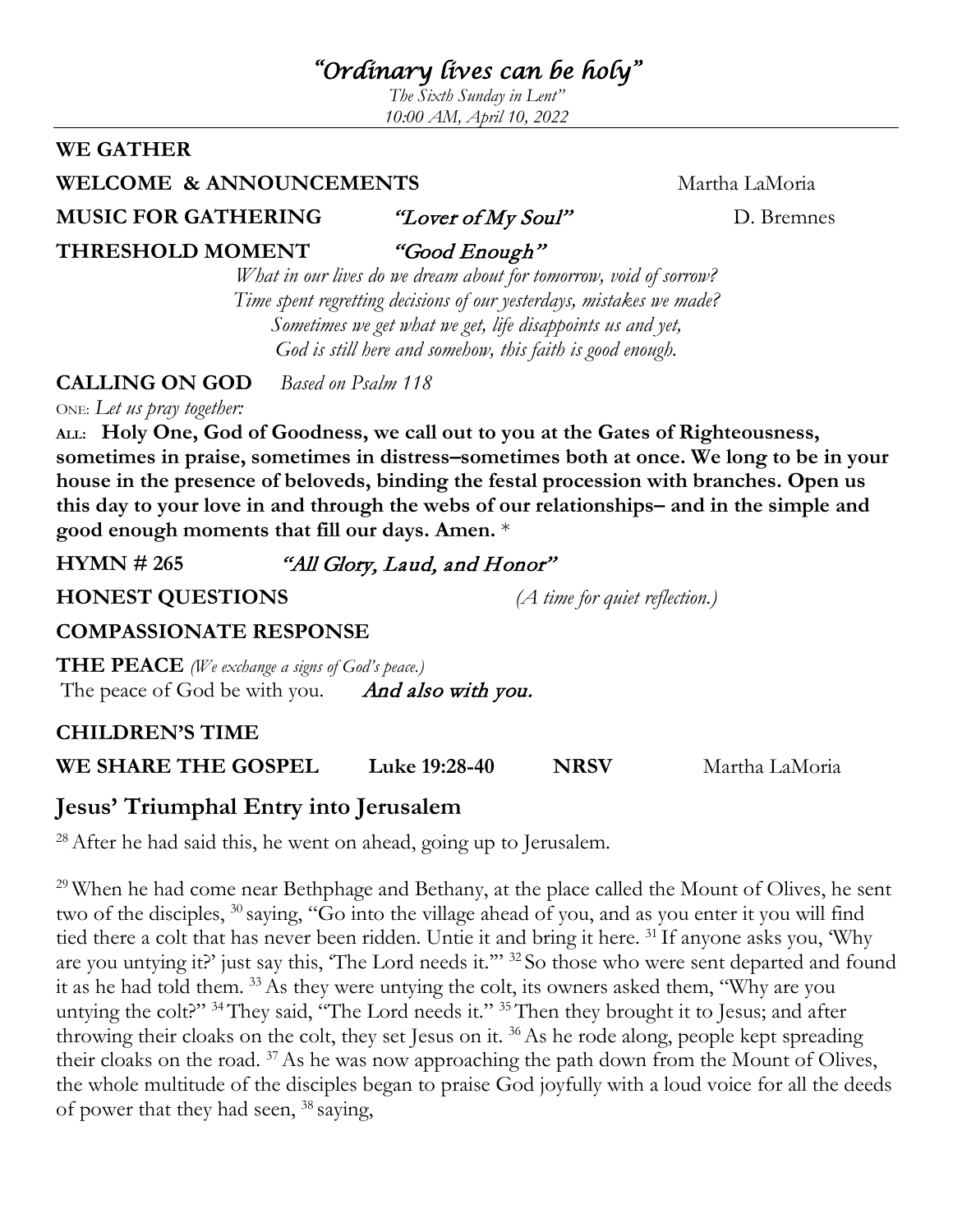# *"Ordinary lives can be holy"*

*The Sixth Sunday in Lent"*
*10:00 AM, April 10, 2022*

**WE GATHER**

**WELCOME & ANNOUNCEMENTS** Martha LaMoria

**MUSIC FOR GATHERING** *"Lover of My Soul"* D. Bremnes

**THRESHOLD MOMENT** *"Good Enough"*

*What in our lives do we dream about for tomorrow, void of sorrow?*
*Time spent regretting decisions of our yesterdays, mistakes we made?*
*Sometimes we get what we get, life disappoints us and yet,*
*God is still here and somehow, this faith is good enough.*

**CALLING ON GOD** *Based on Psalm 118*

ONE: *Let us pray together:*

**ALL: Holy One, God of Goodness, we call out to you at the Gates of Righteousness, sometimes in praise, sometimes in distress–sometimes both at once. We long to be in your house in the presence of beloveds, binding the festal procession with branches. Open us this day to your love in and through the webs of our relationships– and in the simple and good enough moments that fill our days. Amen.** *

**HYMN # 265** *"All Glory, Laud, and Honor"*

**HONEST QUESTIONS** *(A time for quiet reflection.)*

**COMPASSIONATE RESPONSE**

**THE PEACE** *(We exchange a signs of God's peace.)*
The peace of God be with you. *And also with you.*

**CHILDREN'S TIME**

**WE SHARE THE GOSPEL** **Luke 19:28-40** **NRSV** Martha LaMoria

## Jesus' Triumphal Entry into Jerusalem

28 After he had said this, he went on ahead, going up to Jerusalem.

29 When he had come near Bethphage and Bethany, at the place called the Mount of Olives, he sent two of the disciples, 30 saying, "Go into the village ahead of you, and as you enter it you will find tied there a colt that has never been ridden. Untie it and bring it here. 31 If anyone asks you, 'Why are you untying it?' just say this, 'The Lord needs it.'" 32 So those who were sent departed and found it as he had told them. 33 As they were untying the colt, its owners asked them, "Why are you untying the colt?" 34 They said, "The Lord needs it." 35 Then they brought it to Jesus; and after throwing their cloaks on the colt, they set Jesus on it. 36 As he rode along, people kept spreading their cloaks on the road. 37 As he was now approaching the path down from the Mount of Olives, the whole multitude of the disciples began to praise God joyfully with a loud voice for all the deeds of power that they had seen, 38 saying,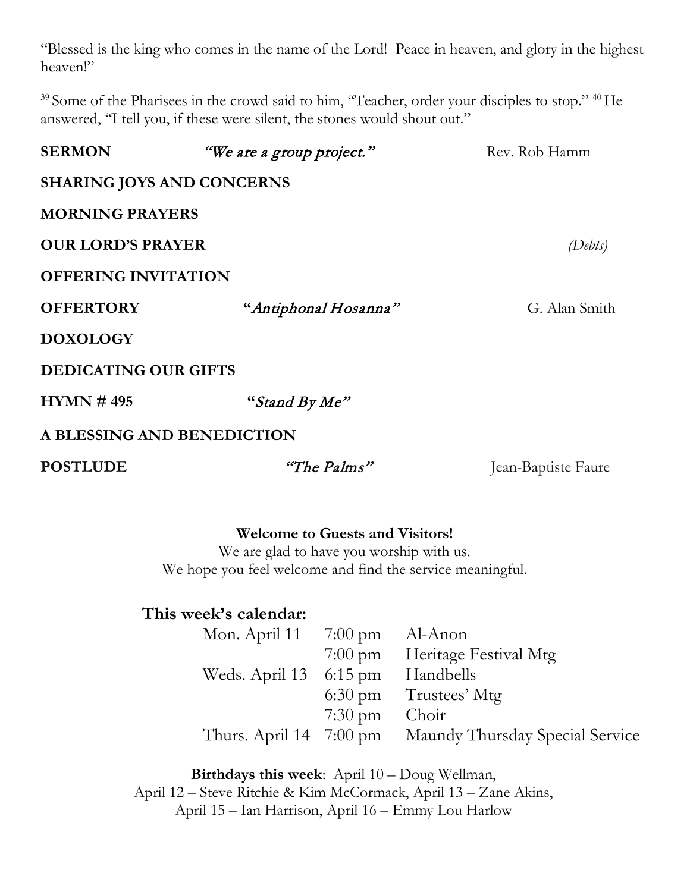"Blessed is the king who comes in the name of the Lord! Peace in heaven, and glory in the highest heaven!"

[39] Some of the Pharisees in the crowd said to him, "Teacher, order your disciples to stop." [40] He answered, "I tell you, if these were silent, the stones would shout out."

**SERMON** *"We are a group project."* Rev. Rob Hamm

**SHARING JOYS AND CONCERNS**

**MORNING PRAYERS**

**OUR LORD'S PRAYER** *(Debts)*

**OFFERING INVITATION**

**OFFERTORY** **"***Antiphonal Hosanna"* G. Alan Smith

**DOXOLOGY**

**DEDICATING OUR GIFTS**

**HYMN # 495** **"***Stand By Me"*

**A BLESSING AND BENEDICTION**

**POSTLUDE** *"The Palms"* Jean-Baptiste Faure

**Welcome to Guests and Visitors!**

We are glad to have you worship with us.
We hope you feel welcome and find the service meaningful.

## This week's calendar:

| | | |
|---|---|---|
| Mon. April 11 | 7:00 pm | Al-Anon |
| | 7:00 pm | Heritage Festival Mtg |
| Weds. April 13 | 6:15 pm | Handbells |
| | 6:30 pm | Trustees' Mtg |
| | 7:30 pm | Choir |
| Thurs. April 14 | 7:00 pm | Maundy Thursday Special Service |

**Birthdays this week**: April 10 – Doug Wellman, April 12 – Steve Ritchie & Kim McCormack, April 13 – Zane Akins, April 15 – Ian Harrison, April 16 – Emmy Lou Harlow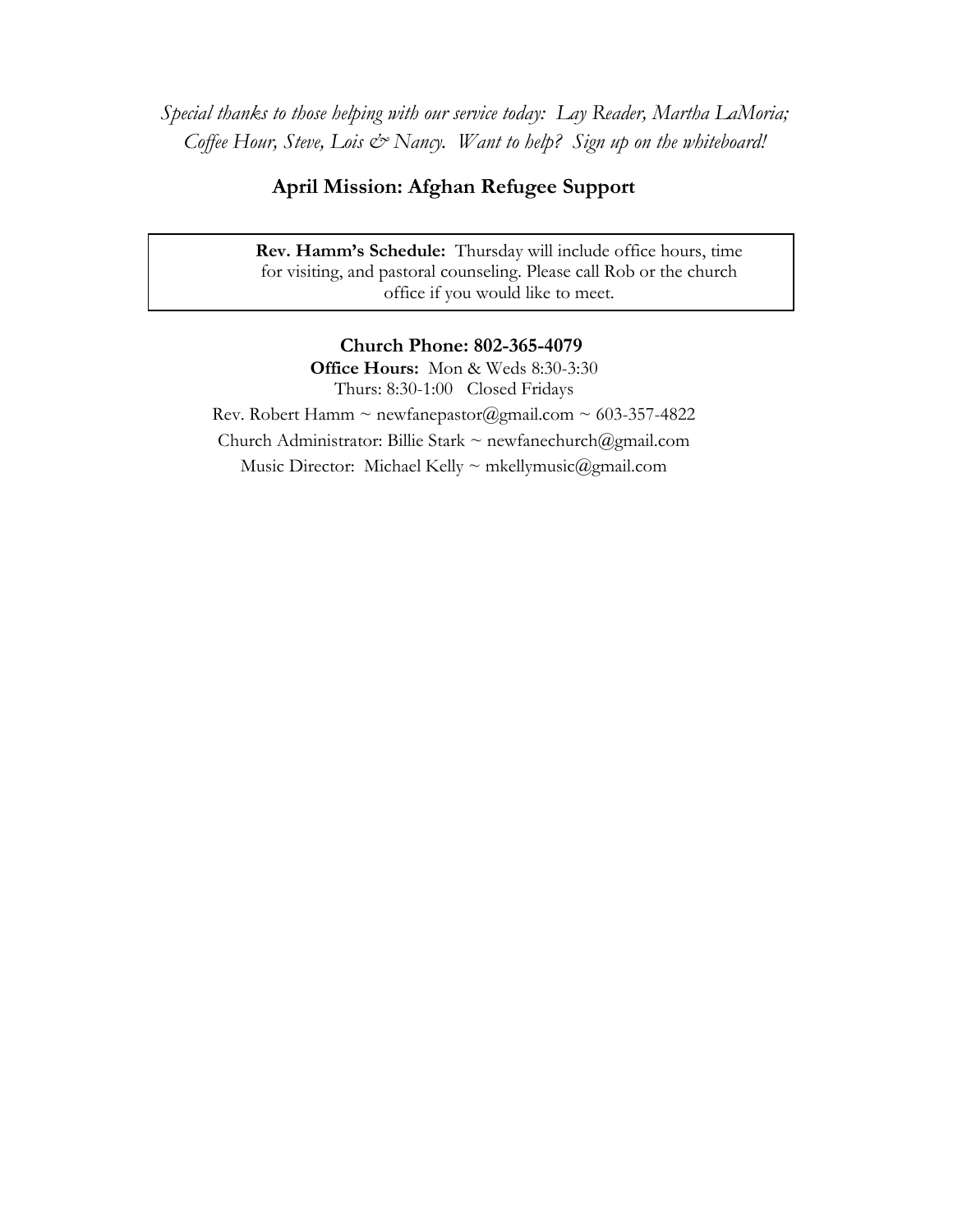*Special thanks to those helping with our service today: Lay Reader, Martha LaMoria; Coffee Hour, Steve, Lois & Nancy. Want to help? Sign up on the whiteboard!*

## April Mission: Afghan Refugee Support

**Rev. Hamm's Schedule:** Thursday will include office hours, time for visiting, and pastoral counseling. Please call Rob or the church office if you would like to meet.

**Church Phone: 802-365-4079**

**Office Hours:** Mon & Weds 8:30-3:30

Thurs: 8:30-1:00 Closed Fridays

Rev. Robert Hamm ~ newfanepastor@gmail.com ~ 603-357-4822

Church Administrator: Billie Stark ~ newfanechurch@gmail.com

Music Director: Michael Kelly ~ mkellymusic@gmail.com